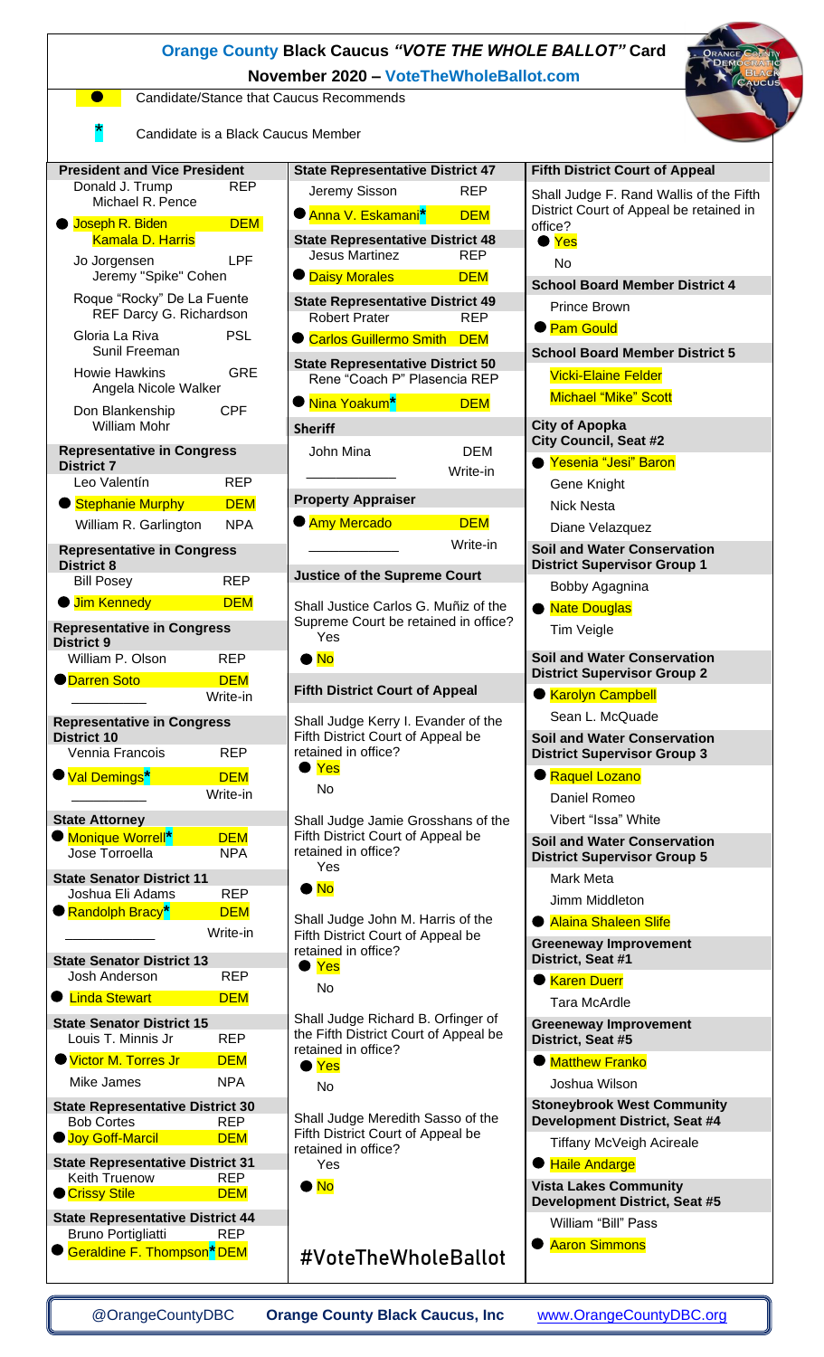# Orange County Black Caucus *"VOTE THE WHOLE BALLOT"* Card

**November 2020 – VoteTheWholeBallot.com**

● Candidate/Stance that Caucus Recommends

\* Candidate is a Black Caucus Member

### President and Vice President
- Donald J. Trump / Michael R. Pence — REP
- ● Joseph R. Biden / Kamala D. Harris — DEM
- Jo Jorgensen / Jeremy "Spike" Cohen — LPF
- Roque "Rocky" De La Fuente / Darcy G. Richardson — REF
- Gloria La Riva / Sunil Freeman — PSL
- Howie Hawkins / Angela Nicole Walker — GRE
- Don Blankenship / William Mohr — CPF

### Representative in Congress District 7
- Leo Valentín — REP
- ● Stephanie Murphy — DEM
- William R. Garlington — NPA

### Representative in Congress District 8
- Bill Posey — REP
- ● Jim Kennedy — DEM

### Representative in Congress District 9
- William P. Olson — REP
- ● Darren Soto — DEM
- ________ Write-in

### Representative in Congress District 10
- Vennia Francois — REP
- ● Val Demings* — DEM
- ________ Write-in

### State Attorney
- ● Monique Worrell* — DEM
- Jose Torroella — NPA

### State Senator District 11
- Joshua Eli Adams — REP
- ● Randolph Bracy* — DEM
- Write-in

### State Senator District 13
- Josh Anderson — REP
- ● Linda Stewart — DEM

### State Senator District 15
- Louis T. Minnis Jr — REP
- ● Victor M. Torres Jr — DEM
- Mike James — NPA

### State Representative District 30
- Bob Cortes — REP
- ● Joy Goff-Marcil — DEM

### State Representative District 31
- Keith Truenow — REP
- ● Crissy Stile — DEM

### State Representative District 44
- Bruno Portigliatti — REP
- ● Geraldine F. Thompson* — DEM

### State Representative District 47
- Jeremy Sisson — REP
- ● Anna V. Eskamani* — DEM

### State Representative District 48
- Jesus Martinez — REP
- ● Daisy Morales — DEM

### State Representative District 49
- Robert Prater — REP
- ● Carlos Guillermo Smith — DEM

### State Representative District 50
- Rene "Coach P" Plasencia — REP
- ● Nina Yoakum* — DEM

### Sheriff
- John Mina — DEM
- ________ Write-in

### Property Appraiser
- ● Amy Mercado — DEM
- ________ Write-in

### Justice of the Supreme Court
Shall Justice Carlos G. Muñiz of the Supreme Court be retained in office?
- Yes
- ● No

### Fifth District Court of Appeal
Shall Judge Kerry I. Evander of the Fifth District Court of Appeal be retained in office?
- ● Yes
- No

Shall Judge Jamie Grosshans of the Fifth District Court of Appeal be retained in office?
- Yes
- ● No

Shall Judge John M. Harris of the Fifth District Court of Appeal be retained in office?
- ● Yes
- No

Shall Judge Richard B. Orfinger of the Fifth District Court of Appeal be retained in office?
- ● Yes
- No

Shall Judge Meredith Sasso of the Fifth District Court of Appeal be retained in office?
- Yes
- ● No

#VoteTheWholeBallot

### Fifth District Court of Appeal
Shall Judge F. Rand Wallis of the Fifth District Court of Appeal be retained in office?
- ● Yes
- No

### School Board Member District 4
- Prince Brown
- ● Pam Gould

### School Board Member District 5
- Vicki-Elaine Felder
- Michael "Mike" Scott

### City of Apopka City Council, Seat #2
- ● Yesenia "Jesi" Baron
- Gene Knight
- Nick Nesta
- Diane Velazquez

### Soil and Water Conservation District Supervisor Group 1
- Bobby Agagnina
- ● Nate Douglas
- Tim Veigle

### Soil and Water Conservation District Supervisor Group 2
- ● Karolyn Campbell
- Sean L. McQuade

### Soil and Water Conservation District Supervisor Group 3
- ● Raquel Lozano
- Daniel Romeo
- Vibert "Issa" White

### Soil and Water Conservation District Supervisor Group 5
- Mark Meta
- Jimm Middleton
- ● Alaina Shaleen Slife

### Greeneway Improvement District, Seat #1
- ● Karen Duerr
- Tara McArdle

### Greeneway Improvement District, Seat #5
- ● Matthew Franko
- Joshua Wilson

### Stoneybrook West Community Development District, Seat #4
- Tiffany McVeigh Acireale
- ● Haile Andarge

### Vista Lakes Community Development District, Seat #5
- William "Bill" Pass
- ● Aaron Simmons

@OrangeCountyDBC — **Orange County Black Caucus, Inc** — www.OrangeCountyDBC.org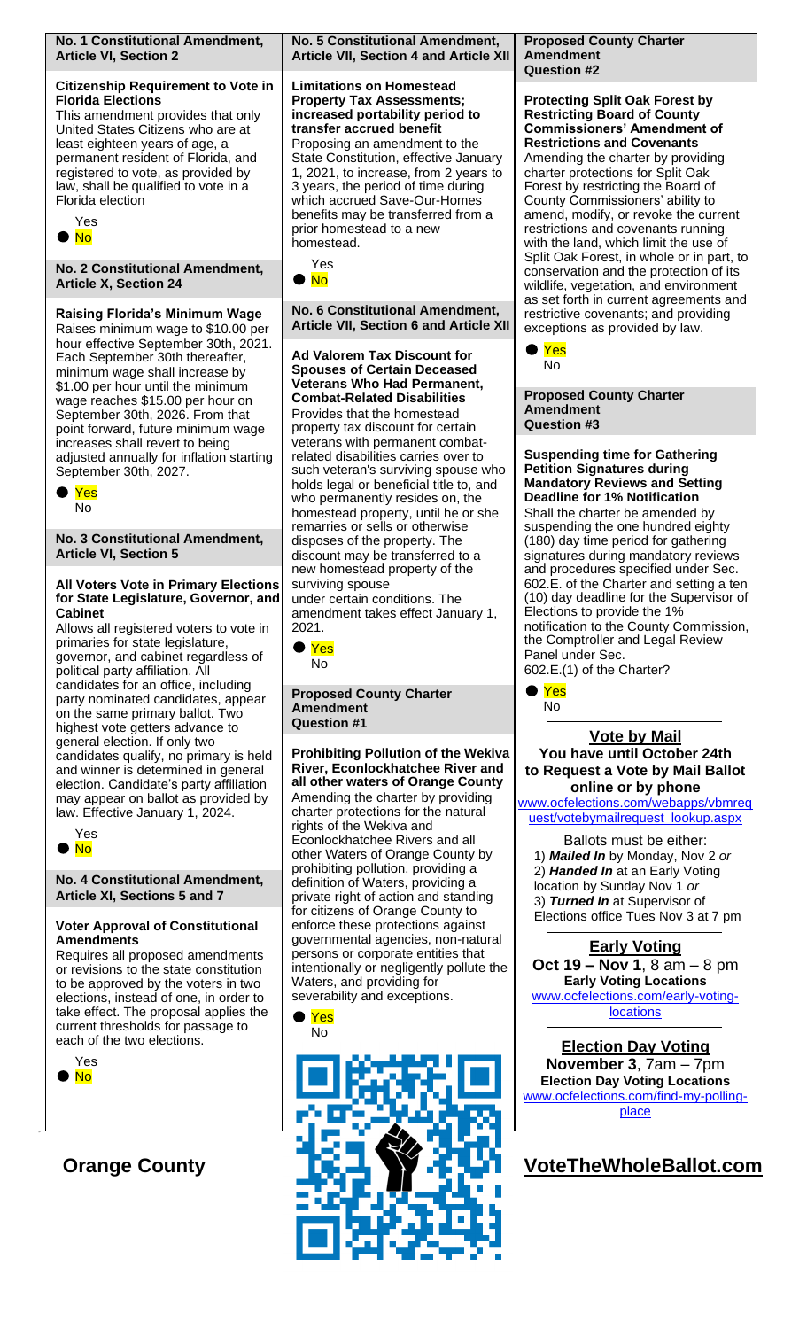### No. 1 Constitutional Amendment, Article VI, Section 2

**Citizenship Requirement to Vote in Florida Elections**

This amendment provides that only United States Citizens who are at least eighteen years of age, a permanent resident of Florida, and registered to vote, as provided by law, shall be qualified to vote in a Florida election

- Yes
- ● No

### No. 2 Constitutional Amendment, Article X, Section 24

**Raising Florida's Minimum Wage**

Raises minimum wage to $10.00 per hour effective September 30th, 2021. Each September 30th thereafter, minimum wage shall increase by $1.00 per hour until the minimum wage reaches $15.00 per hour on September 30th, 2026. From that point forward, future minimum wage increases shall revert to being adjusted annually for inflation starting September 30th, 2027.

- ● Yes
- No

### No. 3 Constitutional Amendment, Article VI, Section 5

**All Voters Vote in Primary Elections for State Legislature, Governor, and Cabinet**

Allows all registered voters to vote in primaries for state legislature, governor, and cabinet regardless of political party affiliation. All candidates for an office, including party nominated candidates, appear on the same primary ballot. Two highest vote getters advance to general election. If only two candidates qualify, no primary is held and winner is determined in general election. Candidate's party affiliation may appear on ballot as provided by law. Effective January 1, 2024.

- Yes
- ● No

### No. 4 Constitutional Amendment, Article XI, Sections 5 and 7

**Voter Approval of Constitutional Amendments**

Requires all proposed amendments or revisions to the state constitution to be approved by the voters in two elections, instead of one, in order to take effect. The proposal applies the current thresholds for passage to each of the two elections.

- Yes
- ● No

### No. 5 Constitutional Amendment, Article VII, Section 4 and Article XII

**Limitations on Homestead Property Tax Assessments; increased portability period to transfer accrued benefit**

Proposing an amendment to the State Constitution, effective January 1, 2021, to increase, from 2 years to 3 years, the period of time during which accrued Save-Our-Homes benefits may be transferred from a prior homestead to a new homestead.

- Yes
- ● No

### No. 6 Constitutional Amendment, Article VII, Section 6 and Article XII

**Ad Valorem Tax Discount for Spouses of Certain Deceased Veterans Who Had Permanent, Combat-Related Disabilities**

Provides that the homestead property tax discount for certain veterans with permanent combat-related disabilities carries over to such veteran's surviving spouse who holds legal or beneficial title to, and who permanently resides on, the homestead property, until he or she remarries or sells or otherwise disposes of the property. The discount may be transferred to a new homestead property of the surviving spouse under certain conditions. The amendment takes effect January 1, 2021.

- ● Yes
- No

### Proposed County Charter Amendment Question #1

**Prohibiting Pollution of the Wekiva River, Econlockhatchee River and all other waters of Orange County**

Amending the charter by providing charter protections for the natural rights of the Wekiva and Econlockhatchee Rivers and all other Waters of Orange County by prohibiting pollution, providing a definition of Waters, providing a private right of action and standing for citizens of Orange County to enforce these protections against governmental agencies, non-natural persons or corporate entities that intentionally or negligently pollute the Waters, and providing for severability and exceptions.

- ● Yes
- No

### Proposed County Charter Amendment Question #2

**Protecting Split Oak Forest by Restricting Board of County Commissioners' Amendment of Restrictions and Covenants**

Amending the charter by providing charter protections for Split Oak Forest by restricting the Board of County Commissioners' ability to amend, modify, or revoke the current restrictions and covenants running with the land, which limit the use of Split Oak Forest, in whole or in part, to conservation and the protection of its wildlife, vegetation, and environment as set forth in current agreements and restrictive covenants; and providing exceptions as provided by law.

- ● Yes
- No

### Proposed County Charter Amendment Question #3

**Suspending time for Gathering Petition Signatures during Mandatory Reviews and Setting Deadline for 1% Notification**

Shall the charter be amended by suspending the one hundred eighty (180) day time period for gathering signatures during mandatory reviews and procedures specified under Sec. 602.E. of the Charter and setting a ten (10) day deadline for the Supervisor of Elections to provide the 1% notification to the County Commission, the Comptroller and Legal Review Panel under Sec. 602.E.(1) of the Charter?

- ● Yes
- No

## Vote by Mail

**You have until October 24th to Request a Vote by Mail Ballot online or by phone**

www.ocfelections.com/webapps/vbmrequest/votebymailrequest_lookup.aspx

Ballots must be either:

1) ***Mailed In*** by Monday, Nov 2 *or*
2) ***Handed In*** at an Early Voting location by Sunday Nov 1 *or*
3) ***Turned In*** at Supervisor of Elections office Tues Nov 3 at 7 pm

## Early Voting

**Oct 19 – Nov 1**, 8 am – 8 pm

**Early Voting Locations**

www.ocfelections.com/early-voting-locations

## Election Day Voting

**November 3**, 7am – 7pm

**Election Day Voting Locations**

www.ocfelections.com/find-my-polling-place

# Orange County

# VoteTheWholeBallot.com